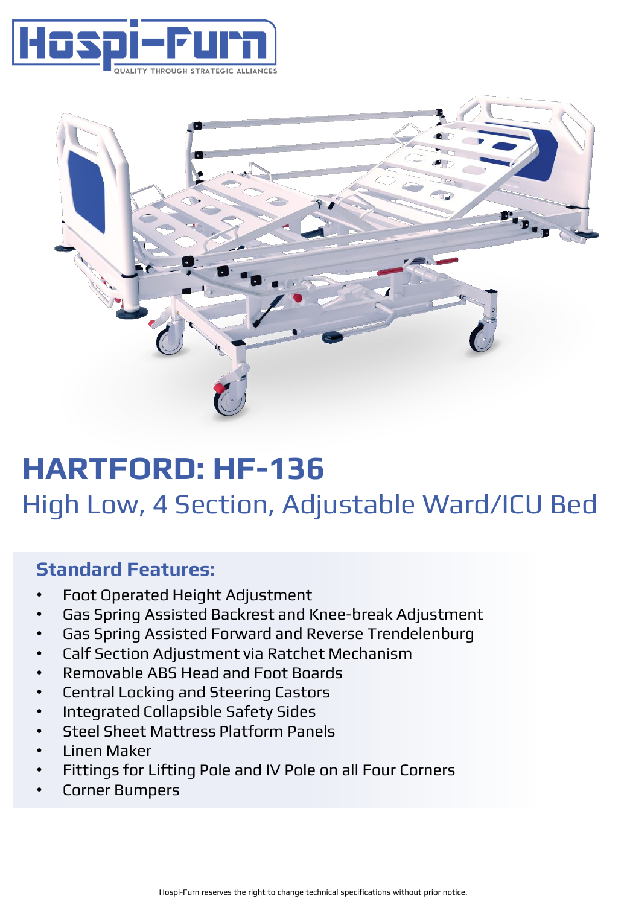Hospi-Furn

QUALITY THROUGH STRATEGIC ALLIANCES

# HARTFORD: HF-136

## High Low, 4 Section, Adjustable Ward/ICU Bed

### Standard Features:

- Foot Operated Height Adjustment
- Gas Spring Assisted Backrest and Knee-break Adjustment
- Gas Spring Assisted Forward and Reverse Trendelenburg
- Calf Section Adjustment via Ratchet Mechanism
- Removable ABS Head and Foot Boards
- Central Locking and Steering Castors
- Integrated Collapsible Safety Sides
- Steel Sheet Mattress Platform Panels
- Linen Maker
- Fittings for Lifting Pole and IV Pole on all Four Corners
- Corner Bumpers

Hospi-Furn reserves the right to change technical specifications without prior notice.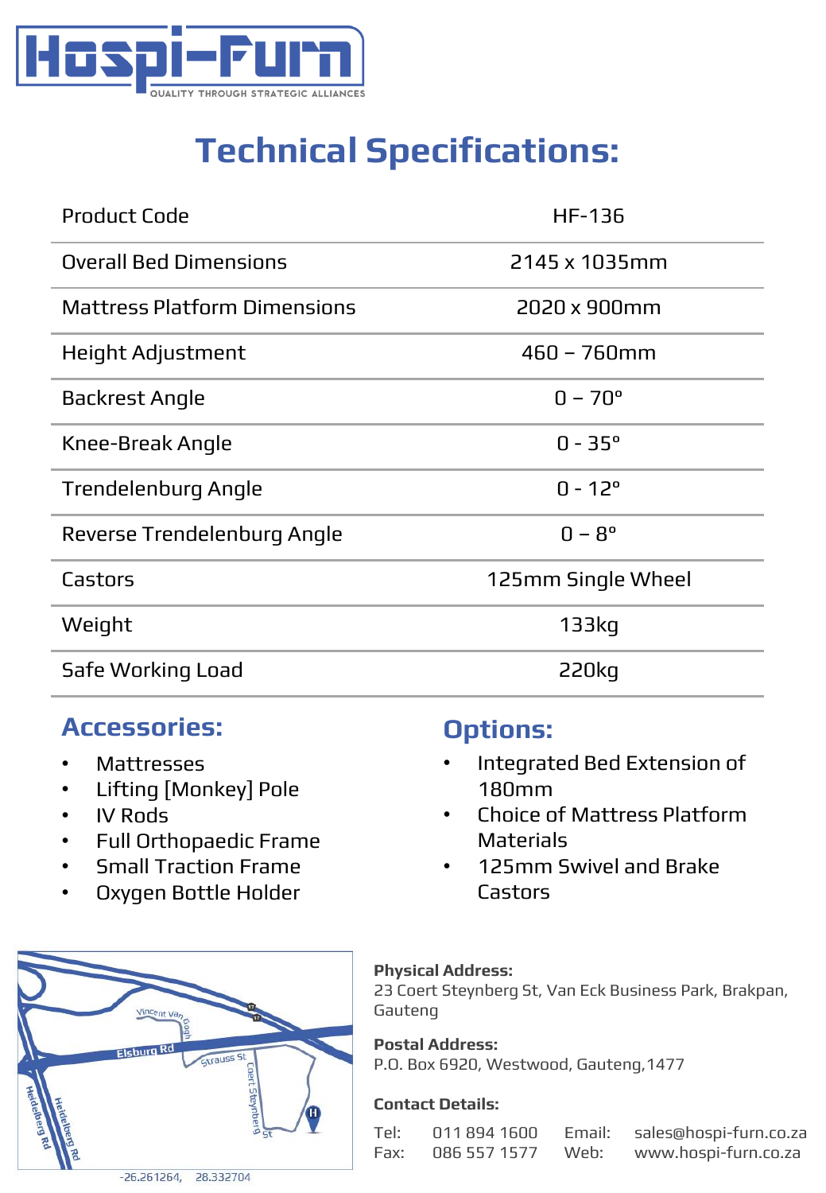# Technical Specifications:

| | |
|---|---|
| Product Code | HF-136 |
| Overall Bed Dimensions | 2145 x 1035mm |
| Mattress Platform Dimensions | 2020 x 900mm |
| Height Adjustment | 460 – 760mm |
| Backrest Angle | 0 – 70° |
| Knee-Break Angle | 0 - 35° |
| Trendelenburg Angle | 0 - 12° |
| Reverse Trendelenburg Angle | 0 – 8° |
| Castors | 125mm Single Wheel |
| Weight | 133kg |
| Safe Working Load | 220kg |

## Accessories:

- Mattresses
- Lifting [Monkey] Pole
- IV Rods
- Full Orthopaedic Frame
- Small Traction Frame
- Oxygen Bottle Holder

## Options:

- Integrated Bed Extension of 180mm
- Choice of Mattress Platform Materials
- 125mm Swivel and Brake Castors

Vincent Van Gogh
Elsburg Rd
Strauss St
Coert Steynberg St
Heidelberg Rd
Heidelberg Rd

-26.261264, 28.332704

**Physical Address:**
23 Coert Steynberg St, Van Eck Business Park, Brakpan, Gauteng

**Postal Address:**
P.O. Box 6920, Westwood, Gauteng, 1477

**Contact Details:**

Tel: 011 894 1600
Fax: 086 557 1577
Email: sales@hospi-furn.co.za
Web: www.hospi-furn.co.za